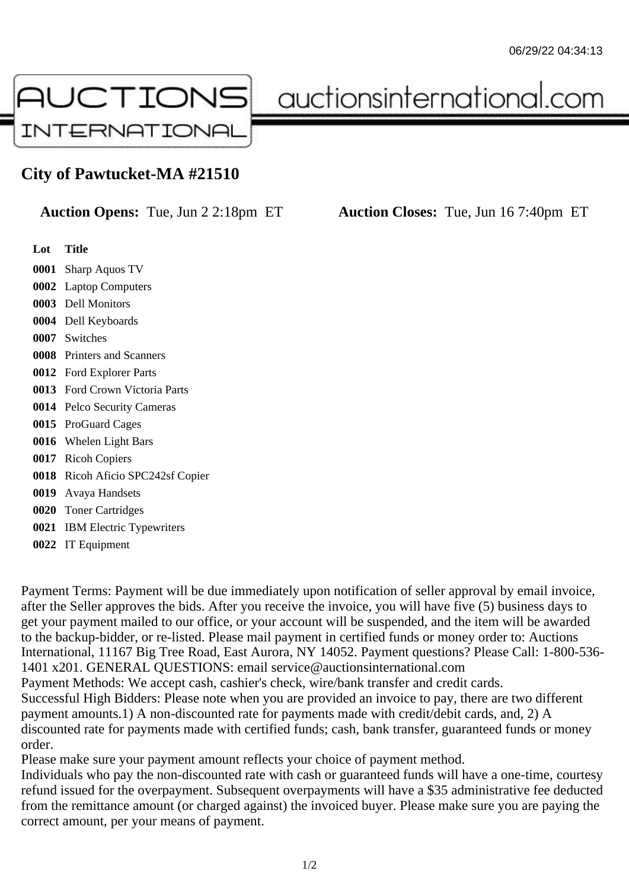# City of Pawtucket-MA #21510

**Auction Opens:** Tue, Jun 2 2:18pm ET **Auction Closes:** Tue, Jun 16 7:40pm ET

| Lot | Title |
|---|---|
| **0001** | Sharp Aquos TV |
| **0002** | Laptop Computers |
| **0003** | Dell Monitors |
| **0004** | Dell Keyboards |
| **0007** | Switches |
| **0008** | Printers and Scanners |
| **0012** | Ford Explorer Parts |
| **0013** | Ford Crown Victoria Parts |
| **0014** | Pelco Security Cameras |
| **0015** | ProGuard Cages |
| **0016** | Whelen Light Bars |
| **0017** | Ricoh Copiers |
| **0018** | Ricoh Aficio SPC242sf Copier |
| **0019** | Avaya Handsets |
| **0020** | Toner Cartridges |
| **0021** | IBM Electric Typewriters |
| **0022** | IT Equipment |

Payment Terms: Payment will be due immediately upon notification of seller approval by email invoice, after the Seller approves the bids. After you receive the invoice, you will have five (5) business days to get your payment mailed to our office, or your account will be suspended, and the item will be awarded to the backup-bidder, or re-listed. Please mail payment in certified funds or money order to: Auctions International, 11167 Big Tree Road, East Aurora, NY 14052. Payment questions? Please Call: 1-800-536-1401 x201. GENERAL QUESTIONS: email service@auctionsinternational.com
Payment Methods: We accept cash, cashier's check, wire/bank transfer and credit cards.
Successful High Bidders: Please note when you are provided an invoice to pay, there are two different payment amounts.1) A non-discounted rate for payments made with credit/debit cards, and, 2) A discounted rate for payments made with certified funds; cash, bank transfer, guaranteed funds or money order.
Please make sure your payment amount reflects your choice of payment method.
Individuals who pay the non-discounted rate with cash or guaranteed funds will have a one-time, courtesy refund issued for the overpayment. Subsequent overpayments will have a $35 administrative fee deducted from the remittance amount (or charged against) the invoiced buyer. Please make sure you are paying the correct amount, per your means of payment.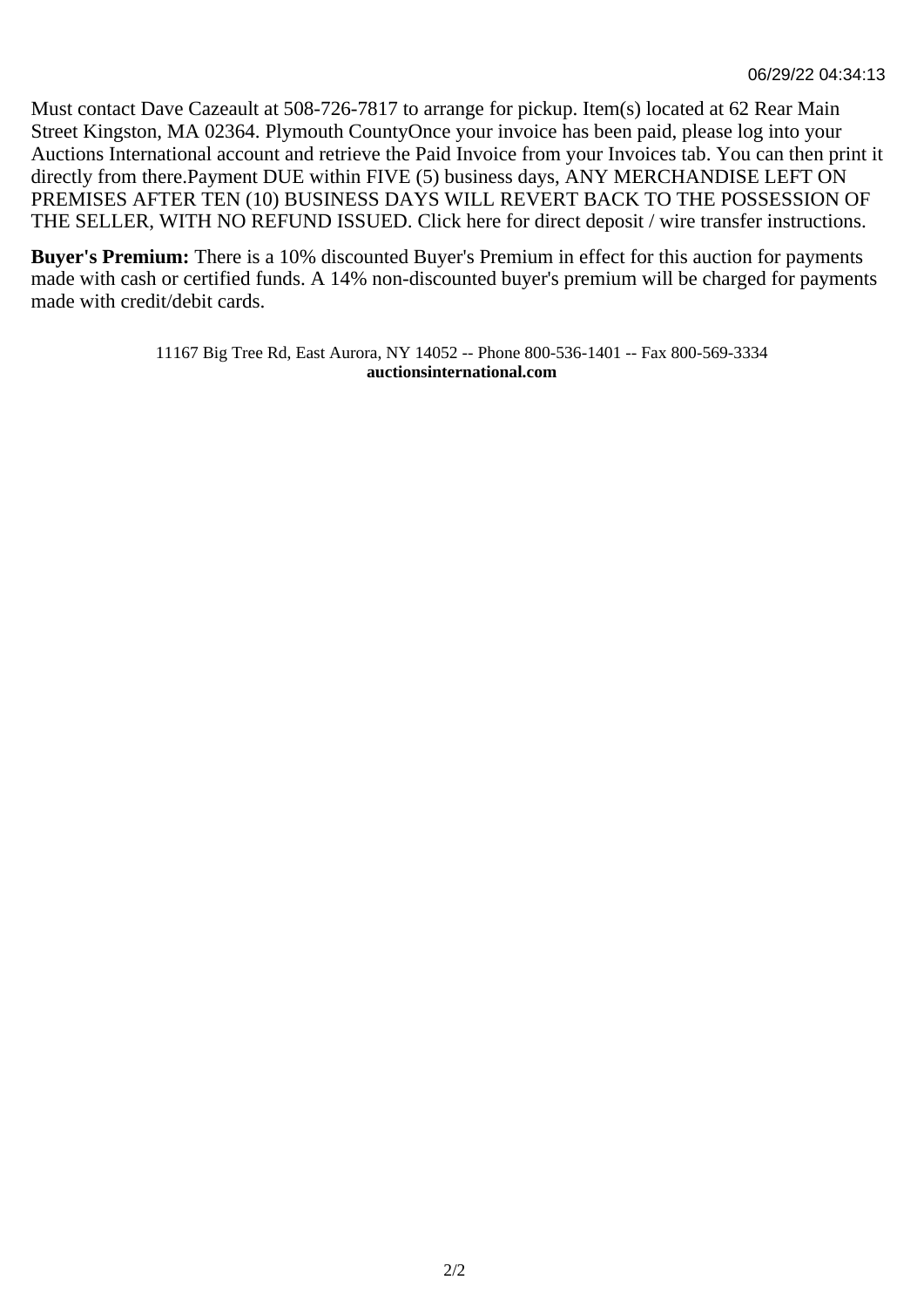Must contact Dave Cazeault at 508-726-7817 to arrange for pickup. Item(s) located at 62 Rear Main Street Kingston, MA 02364. Plymouth CountyOnce your invoice has been paid, please log into your Auctions International account and retrieve the Paid Invoice from your Invoices tab. You can then print it directly from there.Payment DUE within FIVE (5) business days, ANY MERCHANDISE LEFT ON PREMISES AFTER TEN (10) BUSINESS DAYS WILL REVERT BACK TO THE POSSESSION OF THE SELLER, WITH NO REFUND ISSUED. Click here for direct deposit / wire transfer instructions.

**Buyer's Premium:** There is a 10% discounted Buyer's Premium in effect for this auction for payments made with cash or certified funds. A 14% non-discounted buyer's premium will be charged for payments made with credit/debit cards.